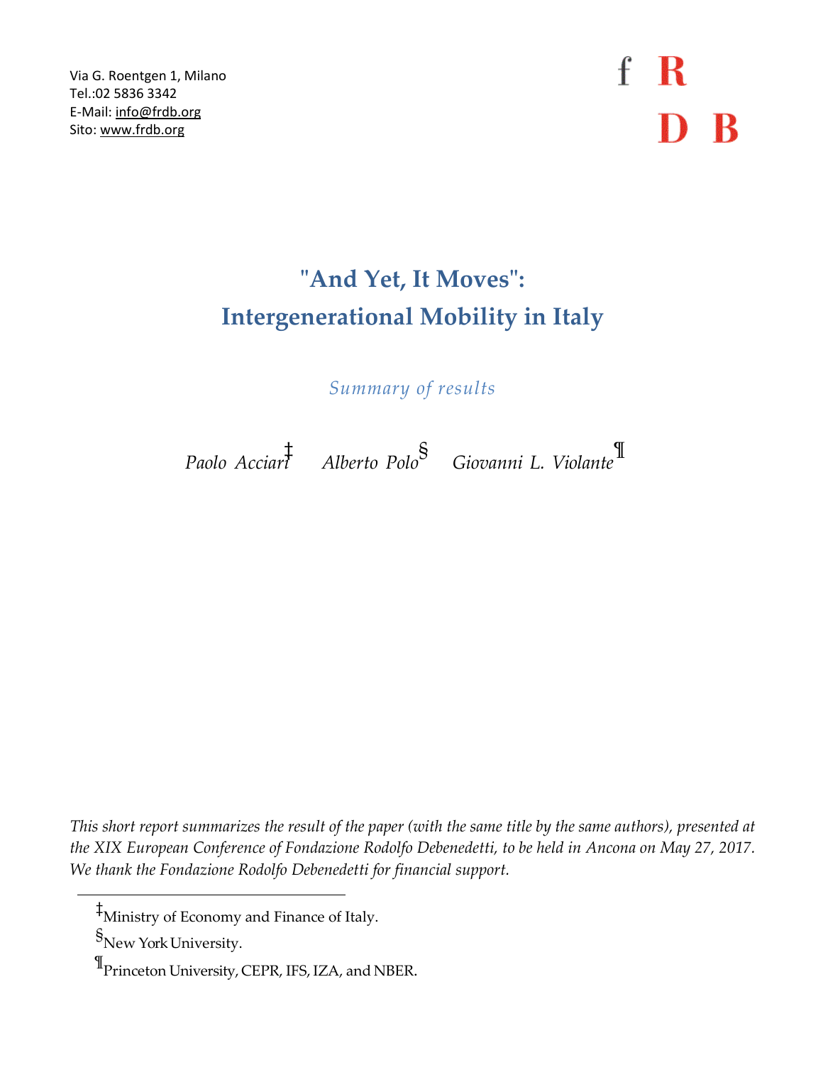Via G. Roentgen 1, Milano
Tel.:02 5836 3342
E-Mail: info@frdb.org
Sito: www.frdb.org

f R
D B

# "And Yet, It Moves": Intergenerational Mobility in Italy

*Summary of results*

*Paolo Acciari*[‡] *Alberto Polo*[§] *Giovanni L. Violante*[¶]

*This short report summarizes the result of the paper (with the same title by the same authors), presented at the XIX European Conference of Fondazione Rodolfo Debenedetti, to be held in Ancona on May 27, 2017. We thank the Fondazione Rodolfo Debenedetti for financial support.*

---

[‡] Ministry of Economy and Finance of Italy.

[§] New York University.

[¶] Princeton University, CEPR, IFS, IZA, and NBER.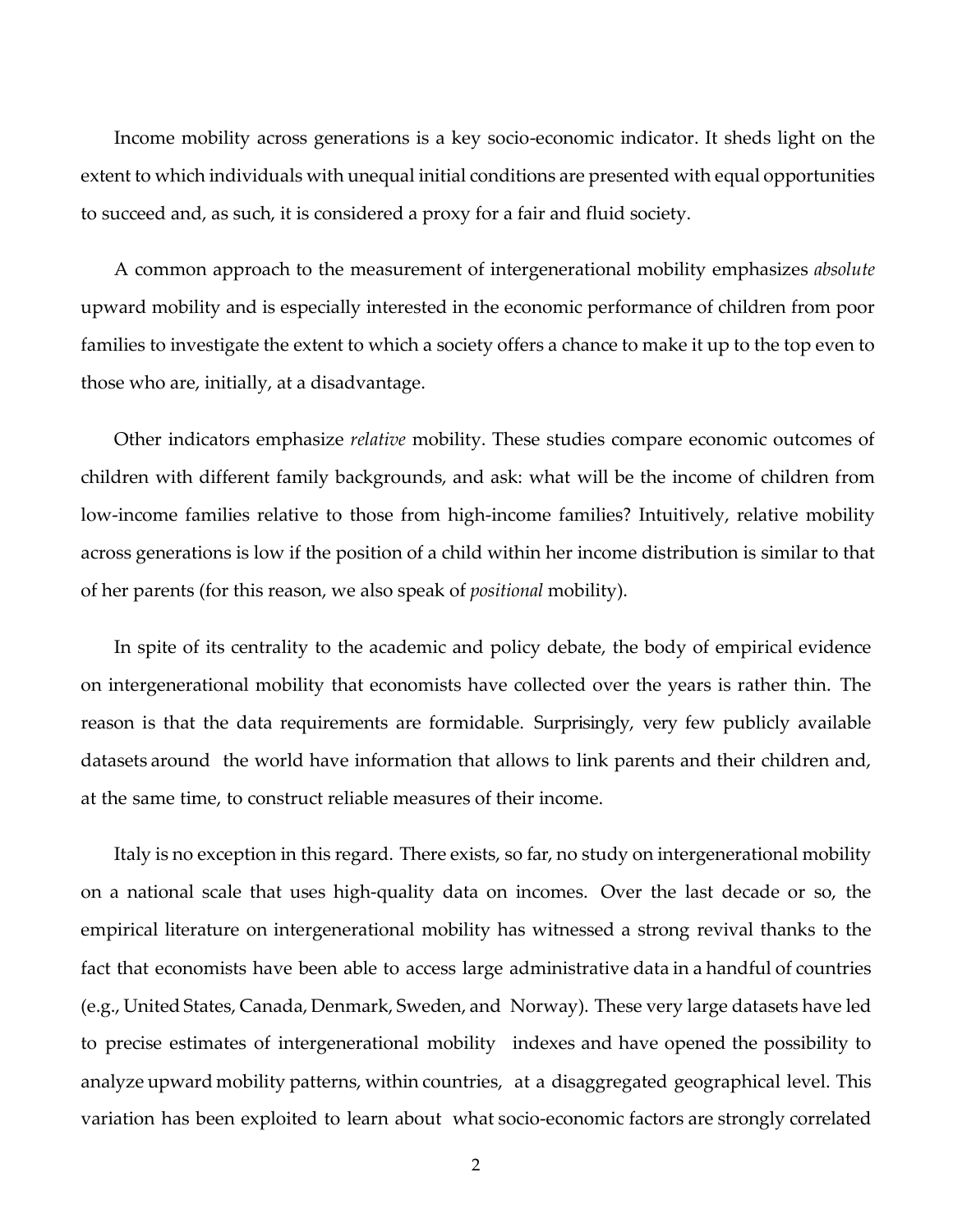Income mobility across generations is a key socio-economic indicator. It sheds light on the extent to which individuals with unequal initial conditions are presented with equal opportunities to succeed and, as such, it is considered a proxy for a fair and fluid society.

A common approach to the measurement of intergenerational mobility emphasizes *absolute* upward mobility and is especially interested in the economic performance of children from poor families to investigate the extent to which a society offers a chance to make it up to the top even to those who are, initially, at a disadvantage.

Other indicators emphasize *relative* mobility. These studies compare economic outcomes of children with different family backgrounds, and ask: what will be the income of children from low-income families relative to those from high-income families? Intuitively, relative mobility across generations is low if the position of a child within her income distribution is similar to that of her parents (for this reason, we also speak of *positional* mobility).

In spite of its centrality to the academic and policy debate, the body of empirical evidence on intergenerational mobility that economists have collected over the years is rather thin. The reason is that the data requirements are formidable. Surprisingly, very few publicly available datasets around the world have information that allows to link parents and their children and, at the same time, to construct reliable measures of their income.

Italy is no exception in this regard. There exists, so far, no study on intergenerational mobility on a national scale that uses high-quality data on incomes. Over the last decade or so, the empirical literature on intergenerational mobility has witnessed a strong revival thanks to the fact that economists have been able to access large administrative data in a handful of countries (e.g., United States, Canada, Denmark, Sweden, and Norway). These very large datasets have led to precise estimates of intergenerational mobility indexes and have opened the possibility to analyze upward mobility patterns, within countries, at a disaggregated geographical level. This variation has been exploited to learn about what socio-economic factors are strongly correlated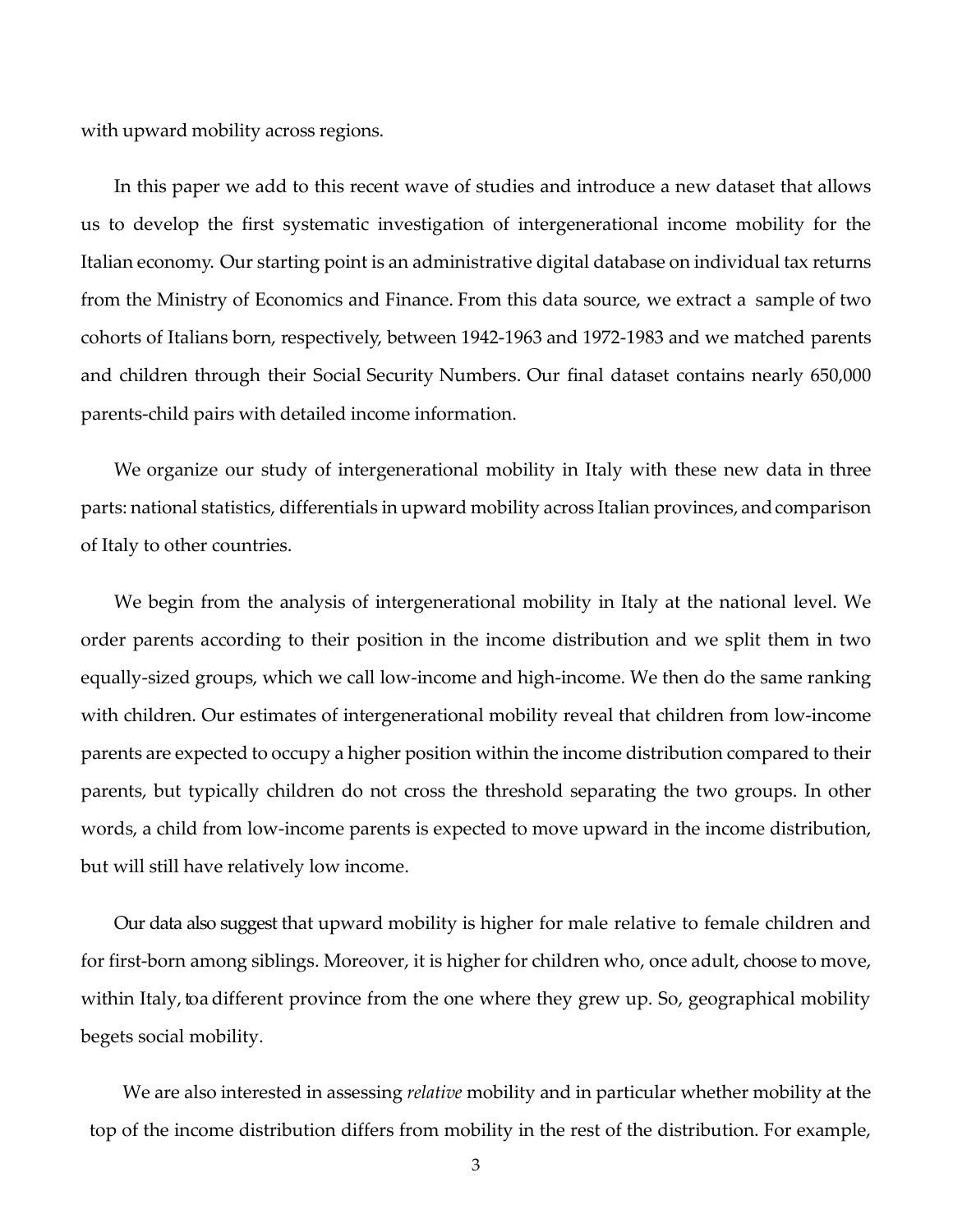with upward mobility across regions.

In this paper we add to this recent wave of studies and introduce a new dataset that allows us to develop the first systematic investigation of intergenerational income mobility for the Italian economy. Our starting point is an administrative digital database on individual tax returns from the Ministry of Economics and Finance. From this data source, we extract a sample of two cohorts of Italians born, respectively, between 1942-1963 and 1972-1983 and we matched parents and children through their Social Security Numbers. Our final dataset contains nearly 650,000 parents-child pairs with detailed income information.

We organize our study of intergenerational mobility in Italy with these new data in three parts: national statistics, differentials in upward mobility across Italian provinces, and comparison of Italy to other countries.

We begin from the analysis of intergenerational mobility in Italy at the national level. We order parents according to their position in the income distribution and we split them in two equally-sized groups, which we call low-income and high-income. We then do the same ranking with children. Our estimates of intergenerational mobility reveal that children from low-income parents are expected to occupy a higher position within the income distribution compared to their parents, but typically children do not cross the threshold separating the two groups. In other words, a child from low-income parents is expected to move upward in the income distribution, but will still have relatively low income.

Our data also suggest that upward mobility is higher for male relative to female children and for first-born among siblings. Moreover, it is higher for children who, once adult, choose to move, within Italy, to a different province from the one where they grew up. So, geographical mobility begets social mobility.

We are also interested in assessing *relative* mobility and in particular whether mobility at the top of the income distribution differs from mobility in the rest of the distribution. For example,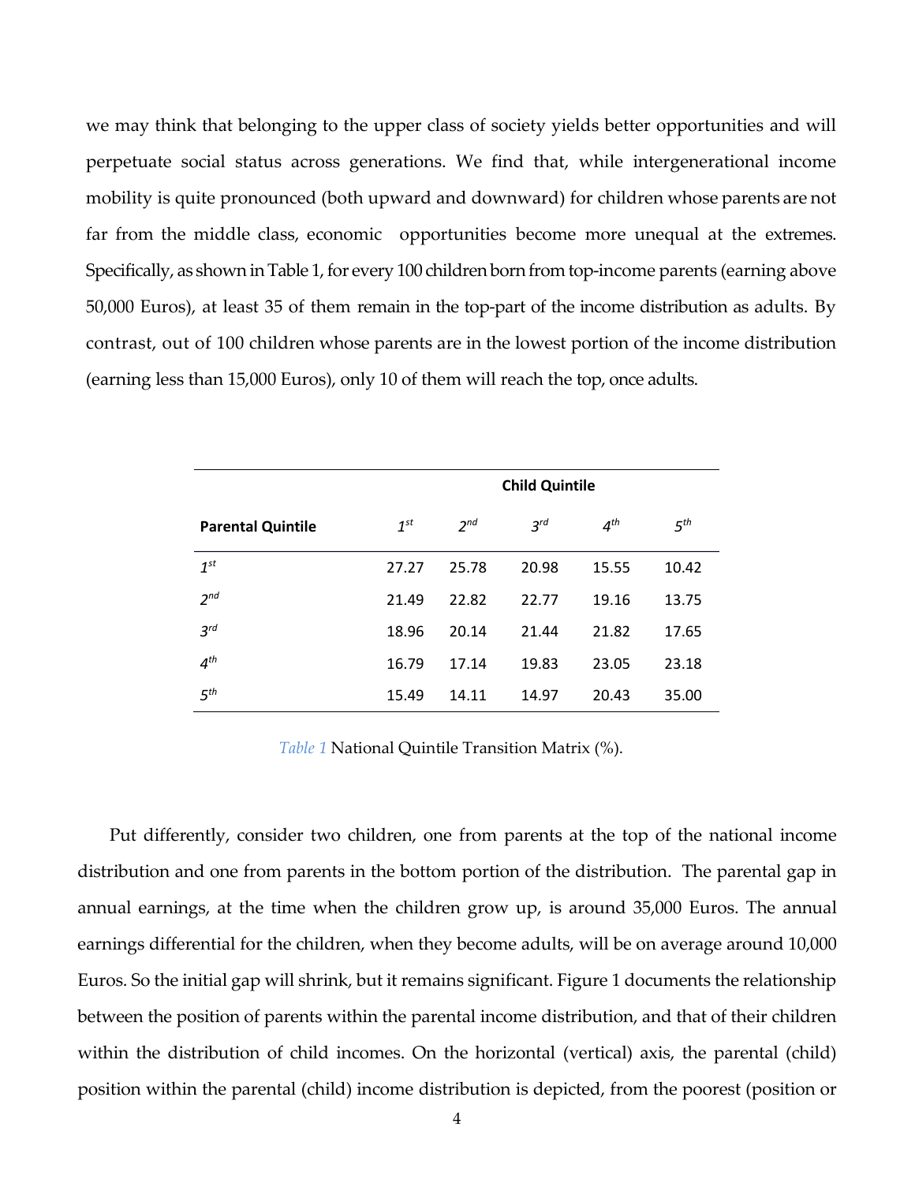we may think that belonging to the upper class of society yields better opportunities and will perpetuate social status across generations. We find that, while intergenerational income mobility is quite pronounced (both upward and downward) for children whose parents are not far from the middle class, economic opportunities become more unequal at the extremes. Specifically, as shown in Table 1, for every 100 children born from top-income parents (earning above 50,000 Euros), at least 35 of them remain in the top-part of the income distribution as adults. By contrast, out of 100 children whose parents are in the lowest portion of the income distribution (earning less than 15,000 Euros), only 10 of them will reach the top, once adults.

| | **Child Quintile** | | | | |
|---|---|---|---|---|---|
| **Parental Quintile** | *1st* | *2nd* | *3rd* | *4th* | *5th* |
| *1st* | 27.27 | 25.78 | 20.98 | 15.55 | 10.42 |
| *2nd* | 21.49 | 22.82 | 22.77 | 19.16 | 13.75 |
| *3rd* | 18.96 | 20.14 | 21.44 | 21.82 | 17.65 |
| *4th* | 16.79 | 17.14 | 19.83 | 23.05 | 23.18 |
| *5th* | 15.49 | 14.11 | 14.97 | 20.43 | 35.00 |

*Table 1* National Quintile Transition Matrix (%).

Put differently, consider two children, one from parents at the top of the national income distribution and one from parents in the bottom portion of the distribution. The parental gap in annual earnings, at the time when the children grow up, is around 35,000 Euros. The annual earnings differential for the children, when they become adults, will be on average around 10,000 Euros. So the initial gap will shrink, but it remains significant. Figure 1 documents the relationship between the position of parents within the parental income distribution, and that of their children within the distribution of child incomes. On the horizontal (vertical) axis, the parental (child) position within the parental (child) income distribution is depicted, from the poorest (position or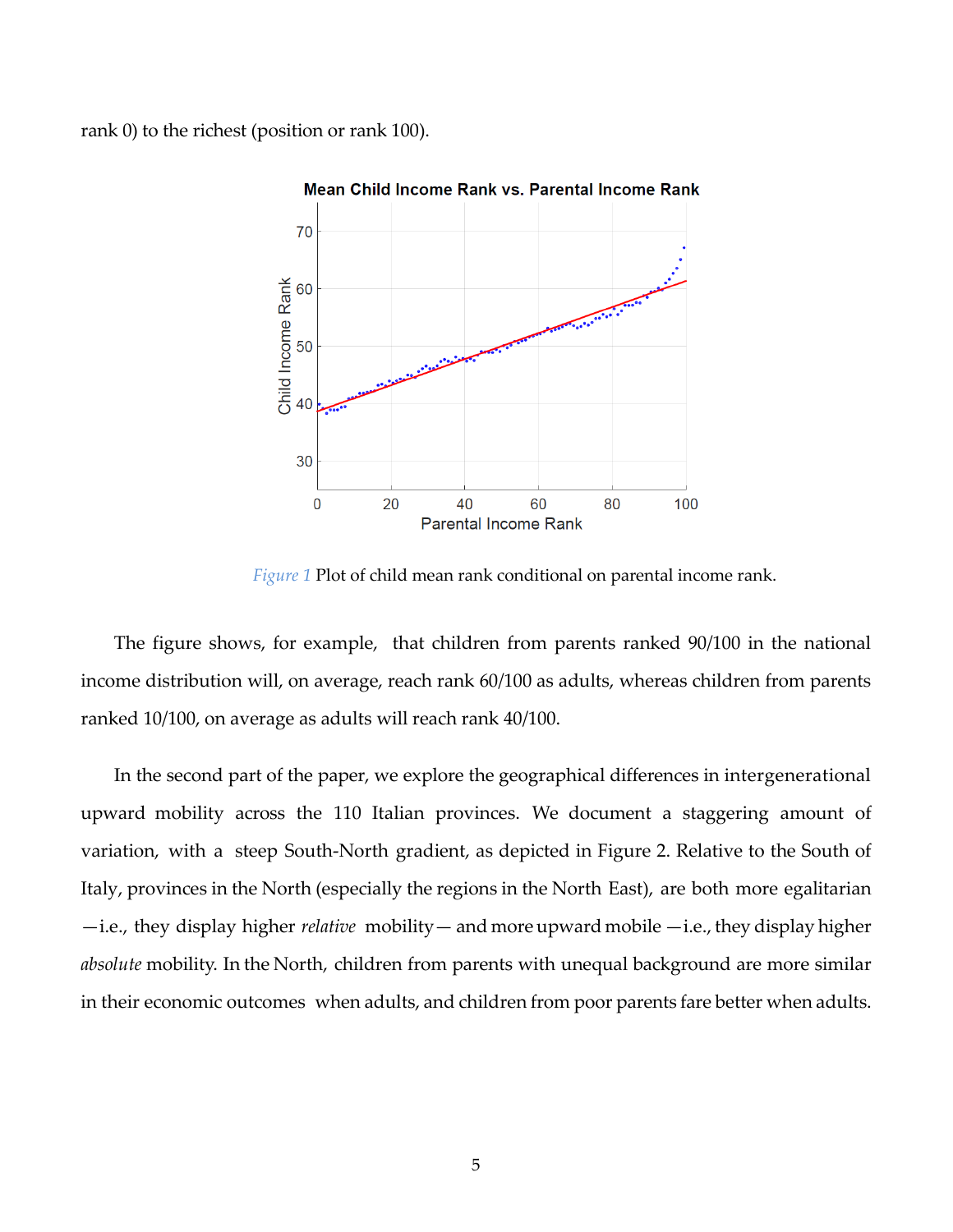rank 0) to the richest (position or rank 100).

*Figure 1* Plot of child mean rank conditional on parental income rank.

The figure shows, for example, that children from parents ranked 90/100 in the national income distribution will, on average, reach rank 60/100 as adults, whereas children from parents ranked 10/100, on average as adults will reach rank 40/100.

In the second part of the paper, we explore the geographical differences in intergenerational upward mobility across the 110 Italian provinces. We document a staggering amount of variation, with a steep South-North gradient, as depicted in Figure 2. Relative to the South of Italy, provinces in the North (especially the regions in the North East), are both more egalitarian —i.e., they display higher *relative* mobility— and more upward mobile —i.e., they display higher *absolute* mobility. In the North, children from parents with unequal background are more similar in their economic outcomes when adults, and children from poor parents fare better when adults.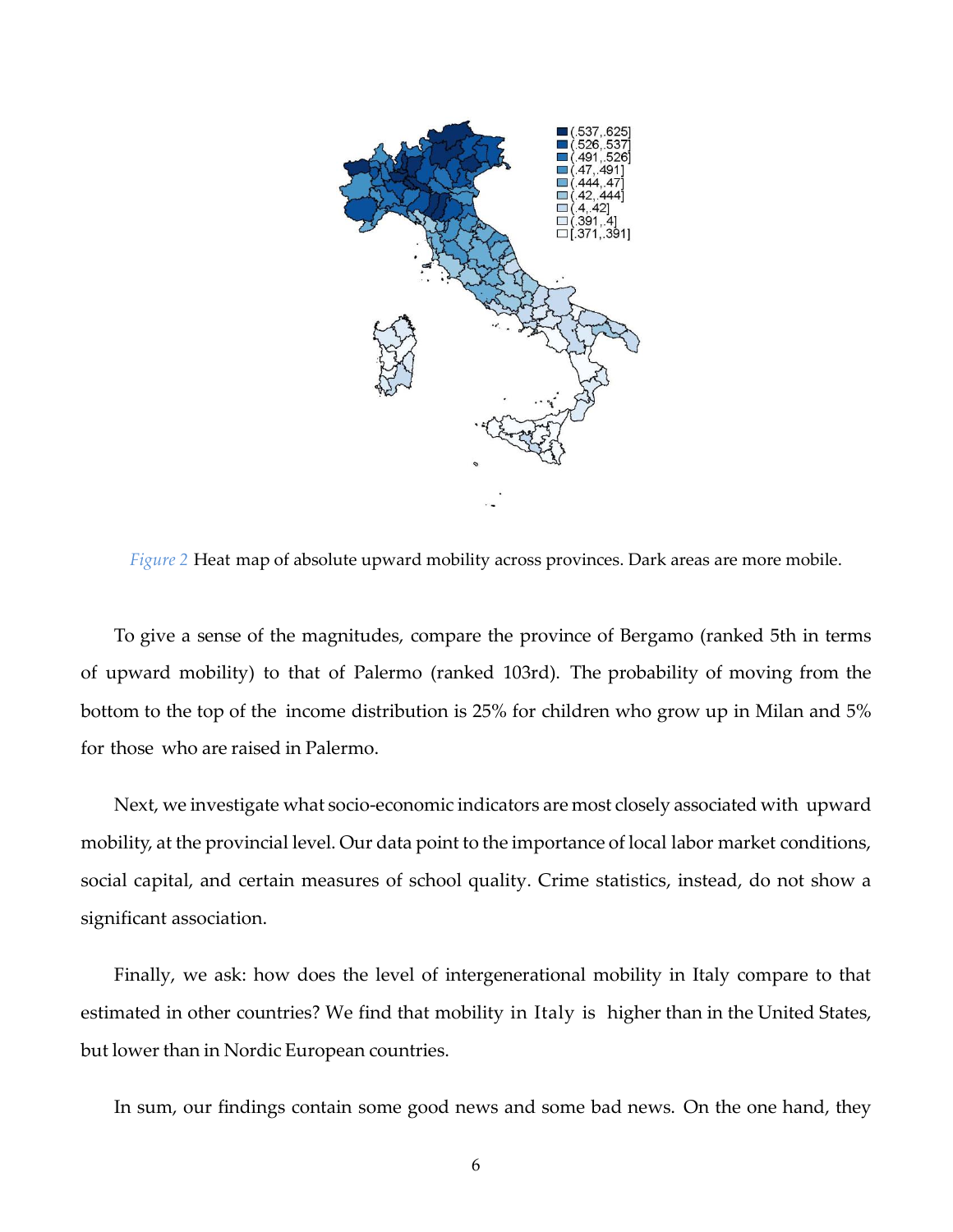*Figure 2* Heat map of absolute upward mobility across provinces. Dark areas are more mobile.

To give a sense of the magnitudes, compare the province of Bergamo (ranked 5th in terms of upward mobility) to that of Palermo (ranked 103rd). The probability of moving from the bottom to the top of the income distribution is 25% for children who grow up in Milan and 5% for those who are raised in Palermo.

Next, we investigate what socio-economic indicators are most closely associated with upward mobility, at the provincial level. Our data point to the importance of local labor market conditions, social capital, and certain measures of school quality. Crime statistics, instead, do not show a significant association.

Finally, we ask: how does the level of intergenerational mobility in Italy compare to that estimated in other countries? We find that mobility in Italy is higher than in the United States, but lower than in Nordic European countries.

In sum, our findings contain some good news and some bad news. On the one hand, they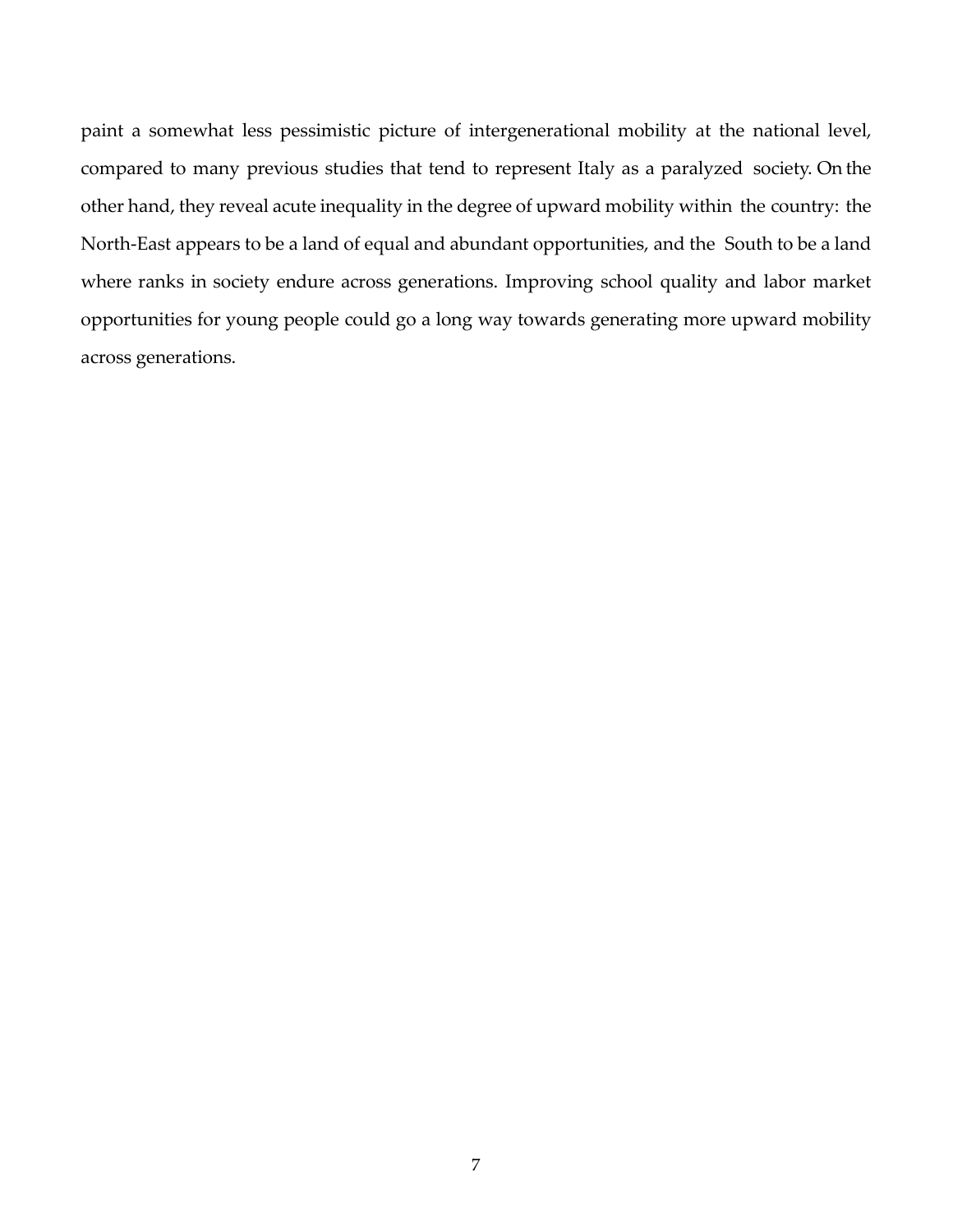paint a somewhat less pessimistic picture of intergenerational mobility at the national level, compared to many previous studies that tend to represent Italy as a paralyzed society. On the other hand, they reveal acute inequality in the degree of upward mobility within the country: the North-East appears to be a land of equal and abundant opportunities, and the South to be a land where ranks in society endure across generations. Improving school quality and labor market opportunities for young people could go a long way towards generating more upward mobility across generations.